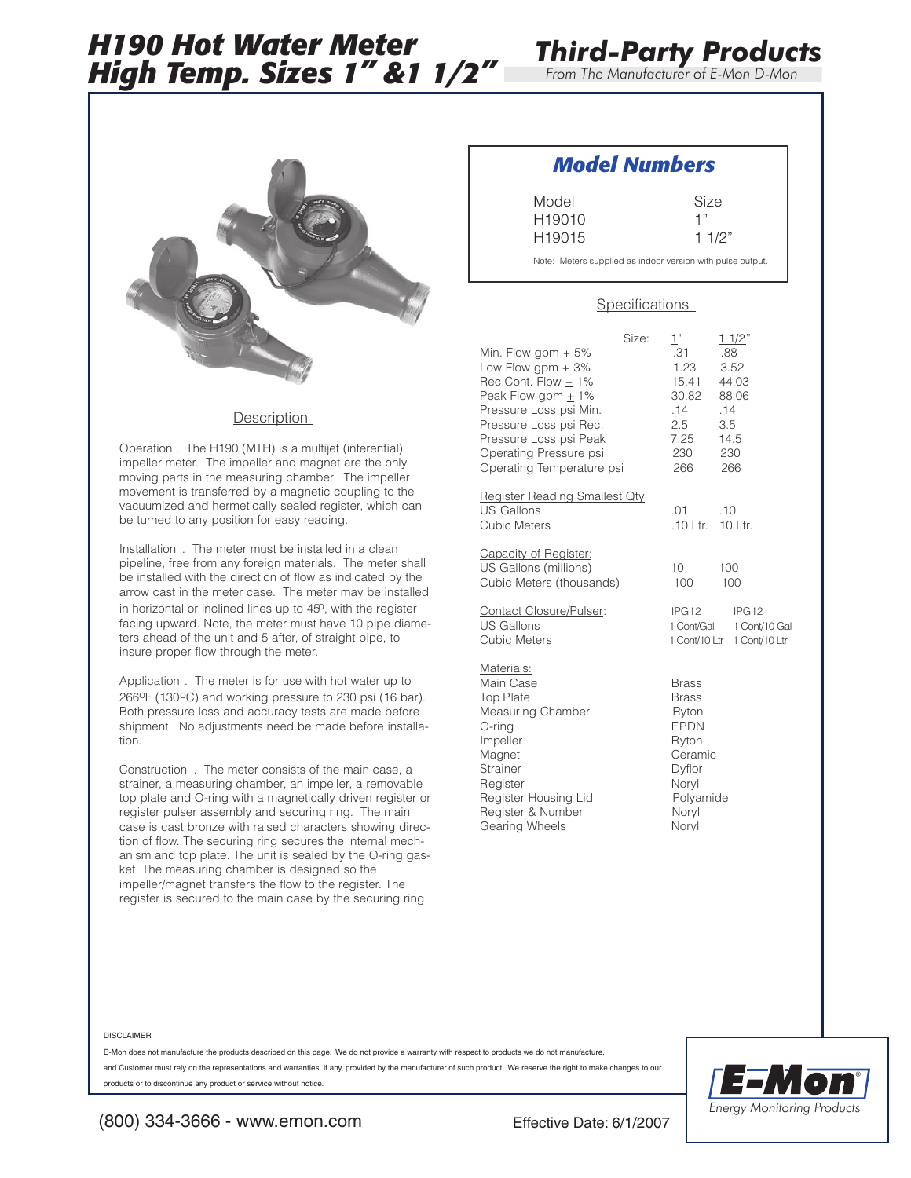# H190 Hot Water Meter High Temp. Sizes 1" &1 1/2"

## Third-Party Products

*From The Manufacturer of E-Mon D-Mon*

### Model Numbers

| Model | Size |
|---|---|
| H19010 | 1" |
| H19015 | 1 1/2" |

Note: Meters supplied as indoor version with pulse output.

### Specifications

| Size: | 1" | 1 1/2" |
|---|---|---|
| Min. Flow gpm + 5% | .31 | .88 |
| Low Flow gpm + 3% | 1.23 | 3.52 |
| Rec.Cont. Flow ± 1% | 15.41 | 44.03 |
| Peak Flow gpm ± 1% | 30.82 | 88.06 |
| Pressure Loss psi Min. | .14 | .14 |
| Pressure Loss psi Rec. | 2.5 | 3.5 |
| Pressure Loss psi Peak | 7.25 | 14.5 |
| Operating Pressure psi | 230 | 230 |
| Operating Temperature psi | 266 | 266 |
| **Register Reading Smallest Qty** | | |
| US Gallons | .01 | .10 |
| Cubic Meters | .10 Ltr. | 10 Ltr. |
| **Capacity of Register:** | | |
| US Gallons (millions) | 10 | 100 |
| Cubic Meters (thousands) | 100 | 100 |
| **Contact Closure/Pulser:** | IPG12 | IPG12 |
| US Gallons | 1 Cont/Gal | 1 Cont/10 Gal |
| Cubic Meters | 1 Cont/10 Ltr | 1 Cont/10 Ltr |

| Materials: | |
|---|---|
| Main Case | Brass |
| Top Plate | Brass |
| Measuring Chamber | Ryton |
| O-ring | EPDN |
| Impeller | Ryton |
| Magnet | Ceramic |
| Strainer | Dyflor |
| Register | Noryl |
| Register Housing Lid | Polyamide |
| Register & Number | Noryl |
| Gearing Wheels | Noryl |

### Description

Operation . The H190 (MTH) is a multijet (inferential) impeller meter. The impeller and magnet are the only moving parts in the measuring chamber. The impeller movement is transferred by a magnetic coupling to the vacuumized and hermetically sealed register, which can be turned to any position for easy reading.

Installation . The meter must be installed in a clean pipeline, free from any foreign materials. The meter shall be installed with the direction of flow as indicated by the arrow cast in the meter case. The meter may be installed in horizontal or inclined lines up to 45º, with the register facing upward. Note, the meter must have 10 pipe diameters ahead of the unit and 5 after, of straight pipe, to insure proper flow through the meter.

Application . The meter is for use with hot water up to 266ºF (130ºC) and working pressure to 230 psi (16 bar). Both pressure loss and accuracy tests are made before shipment. No adjustments need be made before installation.

Construction . The meter consists of the main case, a strainer, a measuring chamber, an impeller, a removable top plate and O-ring with a magnetically driven register or register pulser assembly and securing ring. The main case is cast bronze with raised characters showing direction of flow. The securing ring secures the internal mechanism and top plate. The unit is sealed by the O-ring gasket. The measuring chamber is designed so the impeller/magnet transfers the flow to the register. The register is secured to the main case by the securing ring.

DISCLAIMER

E-Mon does not manufacture the products described on this page. We do not provide a warranty with respect to products we do not manufacture, and Customer must rely on the representations and warranties, if any, provided by the manufacturer of such product. We reserve the right to make changes to our products or to discontinue any product or service without notice.

(800) 334-3666 - www.emon.com

Effective Date: 6/1/2007

E-Mon® Energy Monitoring Products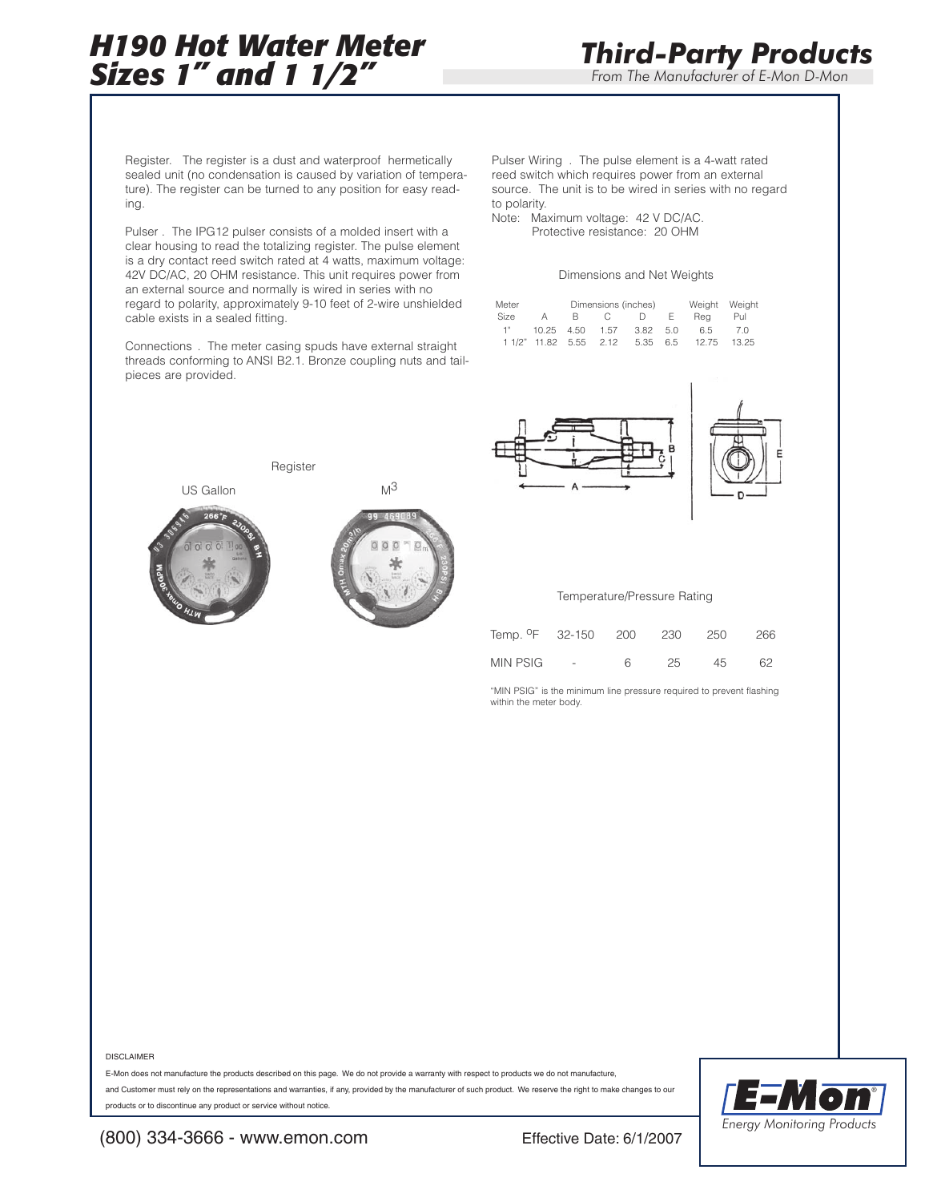# H190 Hot Water Meter Sizes 1" and 1 1/2"

## Third-Party Products

*From The Manufacturer of E-Mon D-Mon*

Register. The register is a dust and waterproof hermetically sealed unit (no condensation is caused by variation of temperature). The register can be turned to any position for easy reading.

Pulser . The IPG12 pulser consists of a molded insert with a clear housing to read the totalizing register. The pulse element is a dry contact reed switch rated at 4 watts, maximum voltage: 42V DC/AC, 20 OHM resistance. This unit requires power from an external source and normally is wired in series with no regard to polarity, approximately 9-10 feet of 2-wire unshielded cable exists in a sealed fitting.

Connections . The meter casing spuds have external straight threads conforming to ANSI B2.1. Bronze coupling nuts and tailpieces are provided.

Pulser Wiring . The pulse element is a 4-watt rated reed switch which requires power from an external source. The unit is to be wired in series with no regard to polarity.

Note: Maximum voltage: 42 V DC/AC.
Protective resistance: 20 OHM

Dimensions and Net Weights

| Meter Size | Dimensions (inches) A | B | C | D | E | Weight Reg | Weight Pul |
|---|---|---|---|---|---|---|---|
| 1" | 10.25 | 4.50 | 1.57 | 3.82 | 5.0 | 6.5 | 7.0 |
| 1 1/2" | 11.82 | 5.55 | 2.12 | 5.35 | 6.5 | 12.75 | 13.25 |

Register

US Gallon

$M^3$

Temperature/Pressure Rating

| Temp. $^oF$ | 32-150 | 200 | 230 | 250 | 266 |
|---|---|---|---|---|---|
| MIN PSIG | - | 6 | 25 | 45 | 62 |

"MIN PSIG" is the minimum line pressure required to prevent flashing within the meter body.

DISCLAIMER

E-Mon does not manufacture the products described on this page. We do not provide a warranty with respect to products we do not manufacture, and Customer must rely on the representations and warranties, if any, provided by the manufacturer of such product. We reserve the right to make changes to our products or to discontinue any product or service without notice.

(800) 334-3666 - www.emon.com

Effective Date: 6/1/2007

E-Mon Energy Monitoring Products